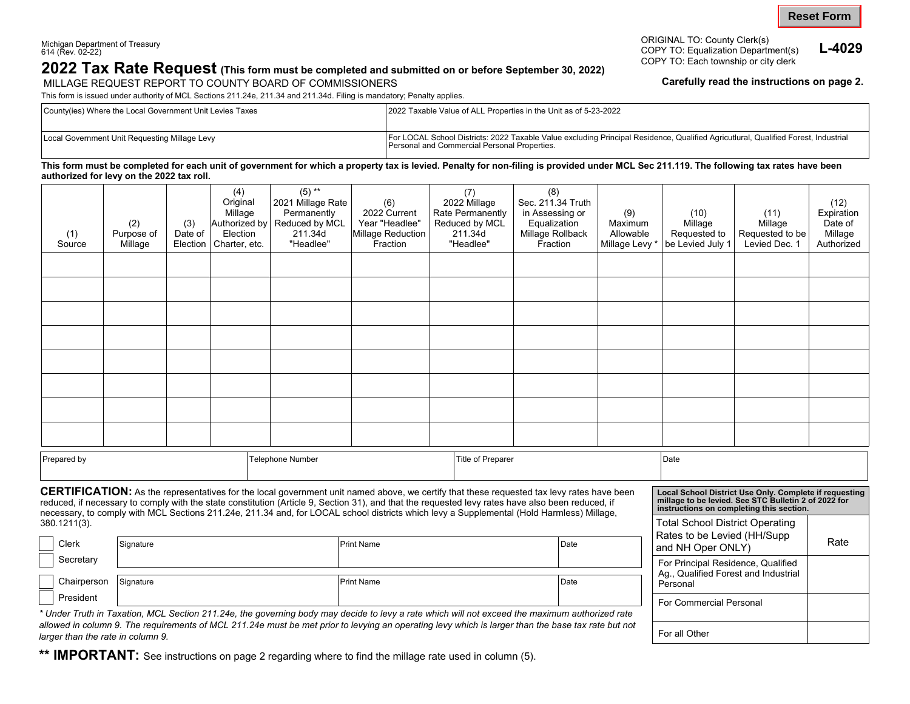Michigan Department of Treasury
614 (Rev. 02-22)

ORIGINAL TO: County Clerk(s)
COPY TO: Equalization Department(s)
COPY TO: Each township or city clerk

**L-4029**

# 2022 Tax Rate Request (This form must be completed and submitted on or before September 30, 2022)

MILLAGE REQUEST REPORT TO COUNTY BOARD OF COMMISSIONERS

**Carefully read the instructions on page 2.**

This form is issued under authority of MCL Sections 211.24e, 211.34 and 211.34d. Filing is mandatory; Penalty applies.

| County(ies) Where the Local Government Unit Levies Taxes | 2022 Taxable Value of ALL Properties in the Unit as of 5-23-2022 |
|---|---|
| Local Government Unit Requesting Millage Levy | For LOCAL School Districts: 2022 Taxable Value excluding Principal Residence, Qualified Agricutlural, Qualified Forest, Industrial Personal and Commercial Personal Properties. |

**This form must be completed for each unit of government for which a property tax is levied. Penalty for non-filing is provided under MCL Sec 211.119. The following tax rates have been authorized for levy on the 2022 tax roll.**

| (1) Source | (2) Purpose of Millage | (3) Date of Election | (4) Original Millage Authorized by Election Charter, etc. | (5) ** 2021 Millage Rate Permanently Reduced by MCL 211.34d "Headlee" | (6) 2022 Current Year "Headlee" Millage Reduction Fraction | (7) 2022 Millage Rate Permanently Reduced by MCL 211.34d "Headlee" | (8) Sec. 211.34 Truth in Assessing or Equalization Millage Rollback Fraction | (9) Maximum Allowable Millage Levy * | (10) Millage Requested to be Levied July 1 | (11) Millage Requested to be Levied Dec. 1 | (12) Expiration Date of Millage Authorized |
|---|---|---|---|---|---|---|---|---|---|---|---|
| | | | | | | | | | | | |
| | | | | | | | | | | | |
| | | | | | | | | | | | |
| | | | | | | | | | | | |
| | | | | | | | | | | | |
| | | | | | | | | | | | |
| | | | | | | | | | | | |
| | | | | | | | | | | | |

| Prepared by | Telephone Number | Title of Preparer | Date |
|---|---|---|---|
| | | | |

**CERTIFICATION:** As the representatives for the local government unit named above, we certify that these requested tax levy rates have been reduced, if necessary to comply with the state constitution (Article 9, Section 31), and that the requested levy rates have also been reduced, if necessary, to comply with MCL Sections 211.24e, 211.34 and, for LOCAL school districts which levy a Supplemental (Hold Harmless) Millage, 380.1211(3).

| | Signature | Print Name | Date |
|---|---|---|---|
| ☐ Clerk ☐ Secretary | | | |
| ☐ Chairperson ☐ President | | | |

*\* Under Truth in Taxation, MCL Section 211.24e, the governing body may decide to levy a rate which will not exceed the maximum authorized rate allowed in column 9. The requirements of MCL 211.24e must be met prior to levying an operating levy which is larger than the base tax rate but not larger than the rate in column 9.*

| **Local School District Use Only. Complete if requesting millage to be levied. See STC Bulletin 2 of 2022 for instructions on completing this section.** | |
|---|---|
| Total School District Operating Rates to be Levied (HH/Supp and NH Oper ONLY) | Rate |
| For Principal Residence, Qualified Ag., Qualified Forest and Industrial Personal | |
| For Commercial Personal | |
| For all Other | |

**\*\* IMPORTANT:** See instructions on page 2 regarding where to find the millage rate used in column (5).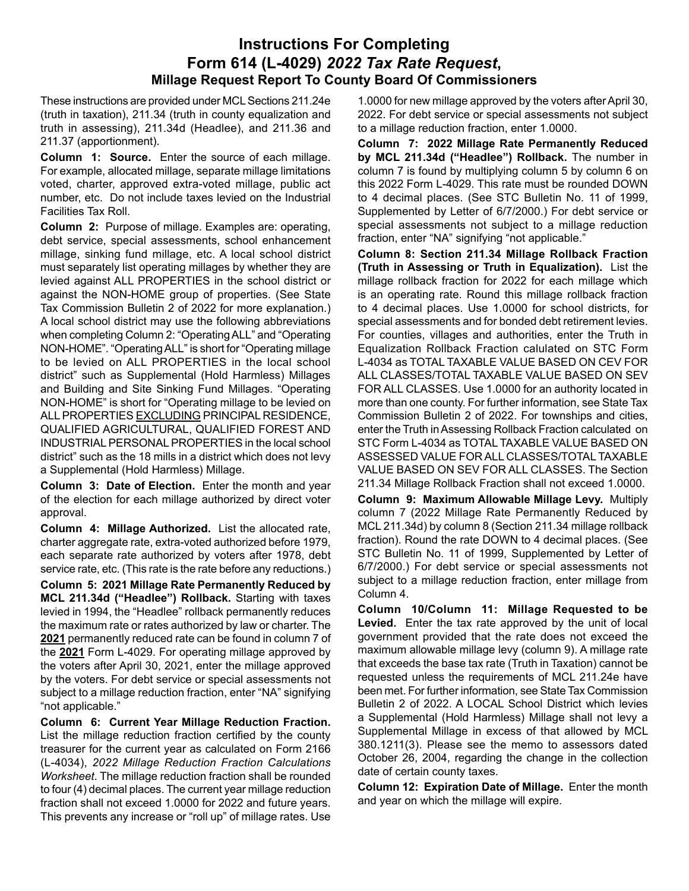# Instructions For Completing Form 614 (L-4029) *2022 Tax Rate Request*, Millage Request Report To County Board Of Commissioners

These instructions are provided under MCL Sections 211.24e (truth in taxation), 211.34 (truth in county equalization and truth in assessing), 211.34d (Headlee), and 211.36 and 211.37 (apportionment).

**Column 1: Source.** Enter the source of each millage. For example, allocated millage, separate millage limitations voted, charter, approved extra-voted millage, public act number, etc. Do not include taxes levied on the Industrial Facilities Tax Roll.

**Column 2:** Purpose of millage. Examples are: operating, debt service, special assessments, school enhancement millage, sinking fund millage, etc. A local school district must separately list operating millages by whether they are levied against ALL PROPERTIES in the school district or against the NON-HOME group of properties. (See State Tax Commission Bulletin 2 of 2022 for more explanation.) A local school district may use the following abbreviations when completing Column 2: "Operating ALL" and "Operating NON-HOME". "Operating ALL" is short for "Operating millage to be levied on ALL PROPERTIES in the local school district" such as Supplemental (Hold Harmless) Millages and Building and Site Sinking Fund Millages. "Operating NON-HOME" is short for "Operating millage to be levied on ALL PROPERTIES EXCLUDING PRINCIPAL RESIDENCE, QUALIFIED AGRICULTURAL, QUALIFIED FOREST AND INDUSTRIAL PERSONAL PROPERTIES in the local school district" such as the 18 mills in a district which does not levy a Supplemental (Hold Harmless) Millage.

**Column 3: Date of Election.** Enter the month and year of the election for each millage authorized by direct voter approval.

**Column 4: Millage Authorized.** List the allocated rate, charter aggregate rate, extra-voted authorized before 1979, each separate rate authorized by voters after 1978, debt service rate, etc. (This rate is the rate before any reductions.)

**Column 5: 2021 Millage Rate Permanently Reduced by MCL 211.34d ("Headlee") Rollback.** Starting with taxes levied in 1994, the "Headlee" rollback permanently reduces the maximum rate or rates authorized by law or charter. The **2021** permanently reduced rate can be found in column 7 of the **2021** Form L-4029. For operating millage approved by the voters after April 30, 2021, enter the millage approved by the voters. For debt service or special assessments not subject to a millage reduction fraction, enter "NA" signifying "not applicable."

**Column 6: Current Year Millage Reduction Fraction.** List the millage reduction fraction certified by the county treasurer for the current year as calculated on Form 2166 (L-4034), *2022 Millage Reduction Fraction Calculations Worksheet*. The millage reduction fraction shall be rounded to four (4) decimal places. The current year millage reduction fraction shall not exceed 1.0000 for 2022 and future years. This prevents any increase or "roll up" of millage rates. Use 1.0000 for new millage approved by the voters after April 30, 2022. For debt service or special assessments not subject to a millage reduction fraction, enter 1.0000.

**Column 7: 2022 Millage Rate Permanently Reduced by MCL 211.34d ("Headlee") Rollback.** The number in column 7 is found by multiplying column 5 by column 6 on this 2022 Form L-4029. This rate must be rounded DOWN to 4 decimal places. (See STC Bulletin No. 11 of 1999, Supplemented by Letter of 6/7/2000.) For debt service or special assessments not subject to a millage reduction fraction, enter "NA" signifying "not applicable."

**Column 8: Section 211.34 Millage Rollback Fraction (Truth in Assessing or Truth in Equalization).** List the millage rollback fraction for 2022 for each millage which is an operating rate. Round this millage rollback fraction to 4 decimal places. Use 1.0000 for school districts, for special assessments and for bonded debt retirement levies. For counties, villages and authorities, enter the Truth in Equalization Rollback Fraction calulated on STC Form L-4034 as TOTAL TAXABLE VALUE BASED ON CEV FOR ALL CLASSES/TOTAL TAXABLE VALUE BASED ON SEV FOR ALL CLASSES. Use 1.0000 for an authority located in more than one county. For further information, see State Tax Commission Bulletin 2 of 2022. For townships and cities, enter the Truth in Assessing Rollback Fraction calculated on STC Form L-4034 as TOTAL TAXABLE VALUE BASED ON ASSESSED VALUE FOR ALL CLASSES/TOTAL TAXABLE VALUE BASED ON SEV FOR ALL CLASSES. The Section 211.34 Millage Rollback Fraction shall not exceed 1.0000.

**Column 9: Maximum Allowable Millage Levy.** Multiply column 7 (2022 Millage Rate Permanently Reduced by MCL 211.34d) by column 8 (Section 211.34 millage rollback fraction). Round the rate DOWN to 4 decimal places. (See STC Bulletin No. 11 of 1999, Supplemented by Letter of 6/7/2000.) For debt service or special assessments not subject to a millage reduction fraction, enter millage from Column 4.

**Column 10/Column 11: Millage Requested to be Levied.** Enter the tax rate approved by the unit of local government provided that the rate does not exceed the maximum allowable millage levy (column 9). A millage rate that exceeds the base tax rate (Truth in Taxation) cannot be requested unless the requirements of MCL 211.24e have been met. For further information, see State Tax Commission Bulletin 2 of 2022. A LOCAL School District which levies a Supplemental (Hold Harmless) Millage shall not levy a Supplemental Millage in excess of that allowed by MCL 380.1211(3). Please see the memo to assessors dated October 26, 2004, regarding the change in the collection date of certain county taxes.

**Column 12: Expiration Date of Millage.** Enter the month and year on which the millage will expire.